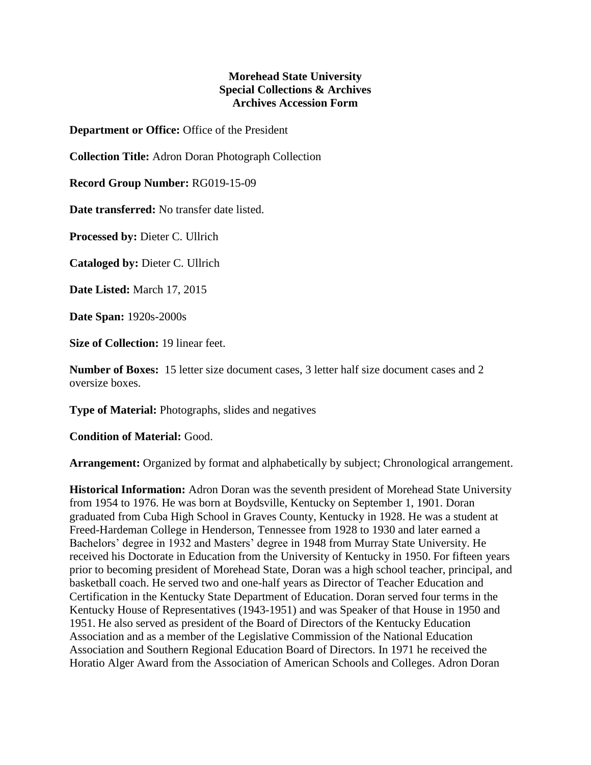**Morehead State University**
**Special Collections & Archives**
**Archives Accession Form**

**Department or Office:** Office of the President

**Collection Title:** Adron Doran Photograph Collection

**Record Group Number:** RG019-15-09

**Date transferred:** No transfer date listed.

**Processed by:** Dieter C. Ullrich

**Cataloged by:** Dieter C. Ullrich

**Date Listed:** March 17, 2015

**Date Span:** 1920s-2000s

**Size of Collection:** 19 linear feet.

**Number of Boxes:** 15 letter size document cases, 3 letter half size document cases and 2 oversize boxes.

**Type of Material:** Photographs, slides and negatives

**Condition of Material:** Good.

**Arrangement:** Organized by format and alphabetically by subject; Chronological arrangement.

**Historical Information:** Adron Doran was the seventh president of Morehead State University from 1954 to 1976. He was born at Boydsville, Kentucky on September 1, 1901. Doran graduated from Cuba High School in Graves County, Kentucky in 1928. He was a student at Freed-Hardeman College in Henderson, Tennessee from 1928 to 1930 and later earned a Bachelors' degree in 1932 and Masters' degree in 1948 from Murray State University. He received his Doctorate in Education from the University of Kentucky in 1950. For fifteen years prior to becoming president of Morehead State, Doran was a high school teacher, principal, and basketball coach. He served two and one-half years as Director of Teacher Education and Certification in the Kentucky State Department of Education. Doran served four terms in the Kentucky House of Representatives (1943-1951) and was Speaker of that House in 1950 and 1951. He also served as president of the Board of Directors of the Kentucky Education Association and as a member of the Legislative Commission of the National Education Association and Southern Regional Education Board of Directors. In 1971 he received the Horatio Alger Award from the Association of American Schools and Colleges. Adron Doran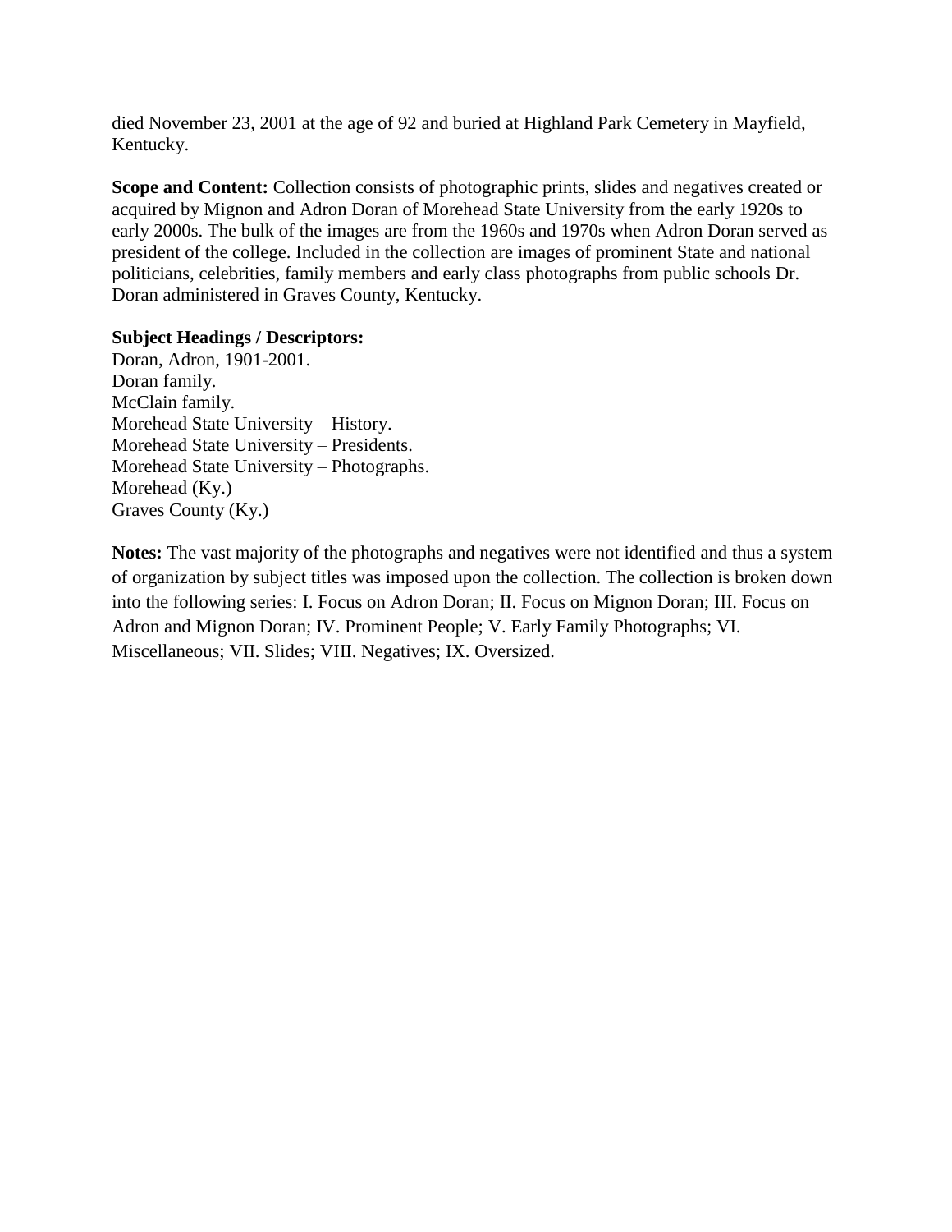died November 23, 2001 at the age of 92 and buried at Highland Park Cemetery in Mayfield, Kentucky.

**Scope and Content:** Collection consists of photographic prints, slides and negatives created or acquired by Mignon and Adron Doran of Morehead State University from the early 1920s to early 2000s. The bulk of the images are from the 1960s and 1970s when Adron Doran served as president of the college. Included in the collection are images of prominent State and national politicians, celebrities, family members and early class photographs from public schools Dr. Doran administered in Graves County, Kentucky.

**Subject Headings / Descriptors:**
Doran, Adron, 1901-2001.
Doran family.
McClain family.
Morehead State University – History.
Morehead State University – Presidents.
Morehead State University – Photographs.
Morehead (Ky.)
Graves County (Ky.)

**Notes:** The vast majority of the photographs and negatives were not identified and thus a system of organization by subject titles was imposed upon the collection. The collection is broken down into the following series: I. Focus on Adron Doran; II. Focus on Mignon Doran; III. Focus on Adron and Mignon Doran; IV. Prominent People; V. Early Family Photographs; VI. Miscellaneous; VII. Slides; VIII. Negatives; IX. Oversized.